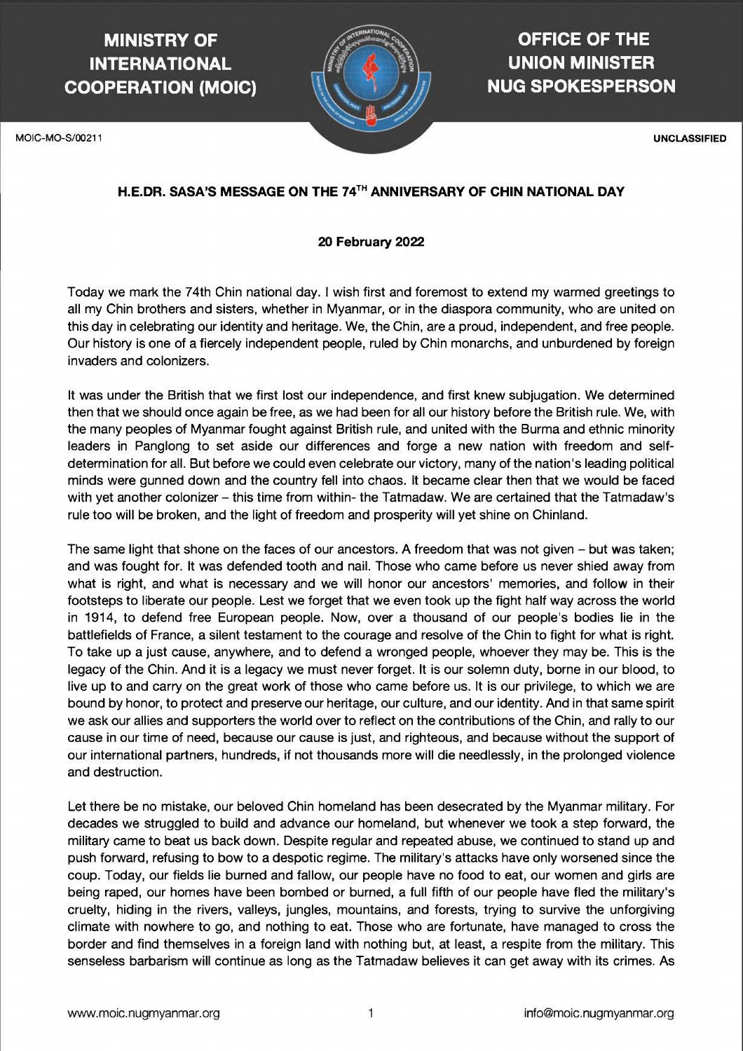**MINISTRY OF INTERNATIONAL COOPERATION (MOIC)**

**OFFICE OF THE UNION MINISTER NUG SPOKESPERSON**

MOIC-MO-S/00211

**UNCLASSIFIED**

## H.E.DR. SASA'S MESSAGE ON THE 74TH ANNIVERSARY OF CHIN NATIONAL DAY

**20 February 2022**

Today we mark the 74th Chin national day. I wish first and foremost to extend my warmed greetings to all my Chin brothers and sisters, whether in Myanmar, or in the diaspora community, who are united on this day in celebrating our identity and heritage. We, the Chin, are a proud, independent, and free people. Our history is one of a fiercely independent people, ruled by Chin monarchs, and unburdened by foreign invaders and colonizers.

It was under the British that we first lost our independence, and first knew subjugation. We determined then that we should once again be free, as we had been for all our history before the British rule. We, with the many peoples of Myanmar fought against British rule, and united with the Burma and ethnic minority leaders in Panglong to set aside our differences and forge a new nation with freedom and self-determination for all. But before we could even celebrate our victory, many of the nation's leading political minds were gunned down and the country fell into chaos. It became clear then that we would be faced with yet another colonizer – this time from within- the Tatmadaw. We are certained that the Tatmadaw's rule too will be broken, and the light of freedom and prosperity will yet shine on Chinland.

The same light that shone on the faces of our ancestors. A freedom that was not given – but was taken; and was fought for. It was defended tooth and nail. Those who came before us never shied away from what is right, and what is necessary and we will honor our ancestors' memories, and follow in their footsteps to liberate our people. Lest we forget that we even took up the fight half way across the world in 1914, to defend free European people. Now, over a thousand of our people's bodies lie in the battlefields of France, a silent testament to the courage and resolve of the Chin to fight for what is right. To take up a just cause, anywhere, and to defend a wronged people, whoever they may be. This is the legacy of the Chin. And it is a legacy we must never forget. It is our solemn duty, borne in our blood, to live up to and carry on the great work of those who came before us. It is our privilege, to which we are bound by honor, to protect and preserve our heritage, our culture, and our identity. And in that same spirit we ask our allies and supporters the world over to reflect on the contributions of the Chin, and rally to our cause in our time of need, because our cause is just, and righteous, and because without the support of our international partners, hundreds, if not thousands more will die needlessly, in the prolonged violence and destruction.

Let there be no mistake, our beloved Chin homeland has been desecrated by the Myanmar military. For decades we struggled to build and advance our homeland, but whenever we took a step forward, the military came to beat us back down. Despite regular and repeated abuse, we continued to stand up and push forward, refusing to bow to a despotic regime. The military's attacks have only worsened since the coup. Today, our fields lie burned and fallow, our people have no food to eat, our women and girls are being raped, our homes have been bombed or burned, a full fifth of our people have fled the military's cruelty, hiding in the rivers, valleys, jungles, mountains, and forests, trying to survive the unforgiving climate with nowhere to go, and nothing to eat. Those who are fortunate, have managed to cross the border and find themselves in a foreign land with nothing but, at least, a respite from the military. This senseless barbarism will continue as long as the Tatmadaw believes it can get away with its crimes. As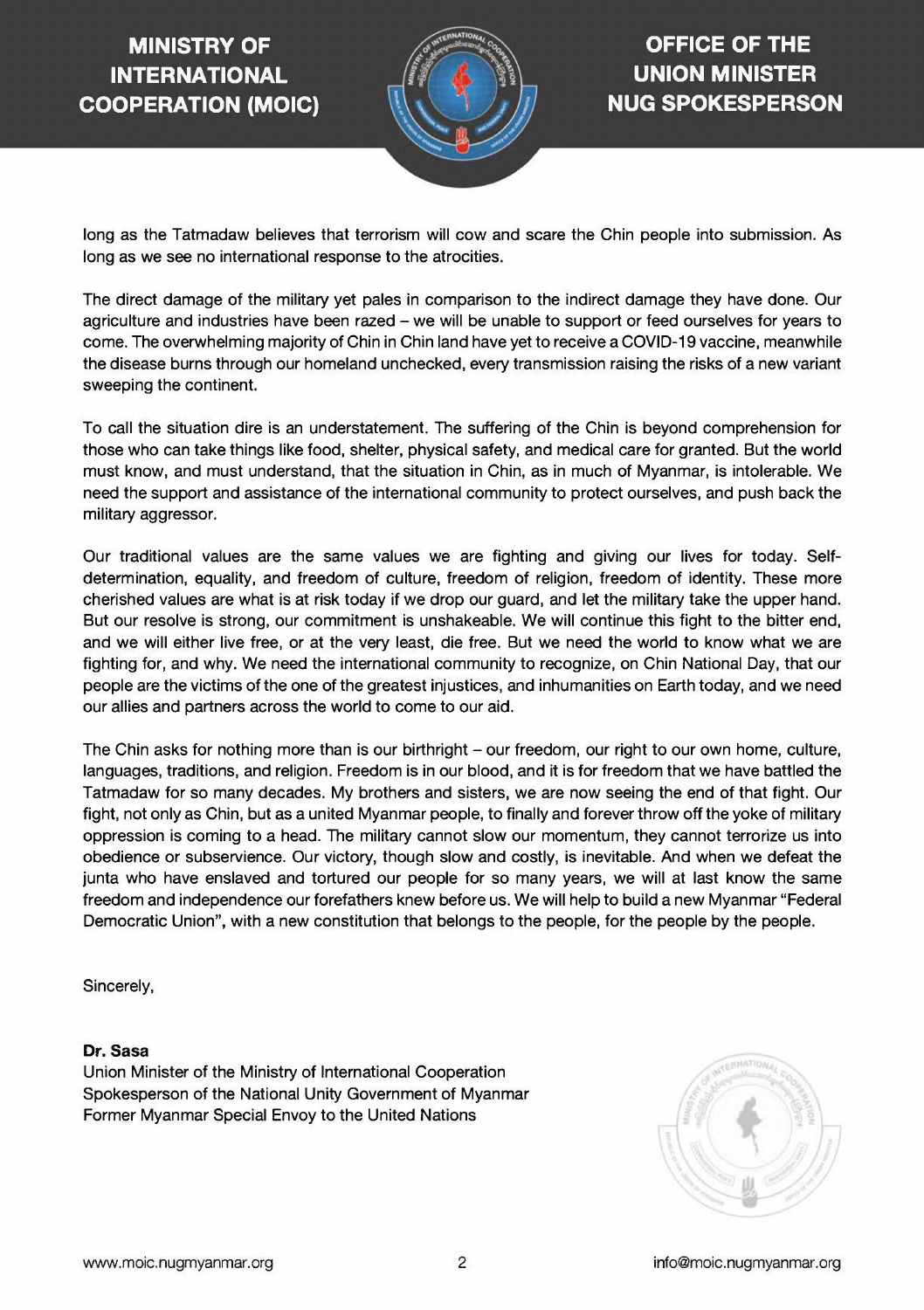long as the Tatmadaw believes that terrorism will cow and scare the Chin people into submission. As long as we see no international response to the atrocities.

The direct damage of the military yet pales in comparison to the indirect damage they have done. Our agriculture and industries have been razed – we will be unable to support or feed ourselves for years to come. The overwhelming majority of Chin in Chin land have yet to receive a COVID-19 vaccine, meanwhile the disease burns through our homeland unchecked, every transmission raising the risks of a new variant sweeping the continent.

To call the situation dire is an understatement. The suffering of the Chin is beyond comprehension for those who can take things like food, shelter, physical safety, and medical care for granted. But the world must know, and must understand, that the situation in Chin, as in much of Myanmar, is intolerable. We need the support and assistance of the international community to protect ourselves, and push back the military aggressor.

Our traditional values are the same values we are fighting and giving our lives for today. Self-determination, equality, and freedom of culture, freedom of religion, freedom of identity. These more cherished values are what is at risk today if we drop our guard, and let the military take the upper hand. But our resolve is strong, our commitment is unshakeable. We will continue this fight to the bitter end, and we will either live free, or at the very least, die free. But we need the world to know what we are fighting for, and why. We need the international community to recognize, on Chin National Day, that our people are the victims of the one of the greatest injustices, and inhumanities on Earth today, and we need our allies and partners across the world to come to our aid.

The Chin asks for nothing more than is our birthright – our freedom, our right to our own home, culture, languages, traditions, and religion. Freedom is in our blood, and it is for freedom that we have battled the Tatmadaw for so many decades. My brothers and sisters, we are now seeing the end of that fight. Our fight, not only as Chin, but as a united Myanmar people, to finally and forever throw off the yoke of military oppression is coming to a head. The military cannot slow our momentum, they cannot terrorize us into obedience or subservience. Our victory, though slow and costly, is inevitable. And when we defeat the junta who have enslaved and tortured our people for so many years, we will at last know the same freedom and independence our forefathers knew before us. We will help to build a new Myanmar "Federal Democratic Union", with a new constitution that belongs to the people, for the people by the people.

Sincerely,

**Dr. Sasa**
Union Minister of the Ministry of International Cooperation
Spokesperson of the National Unity Government of Myanmar
Former Myanmar Special Envoy to the United Nations